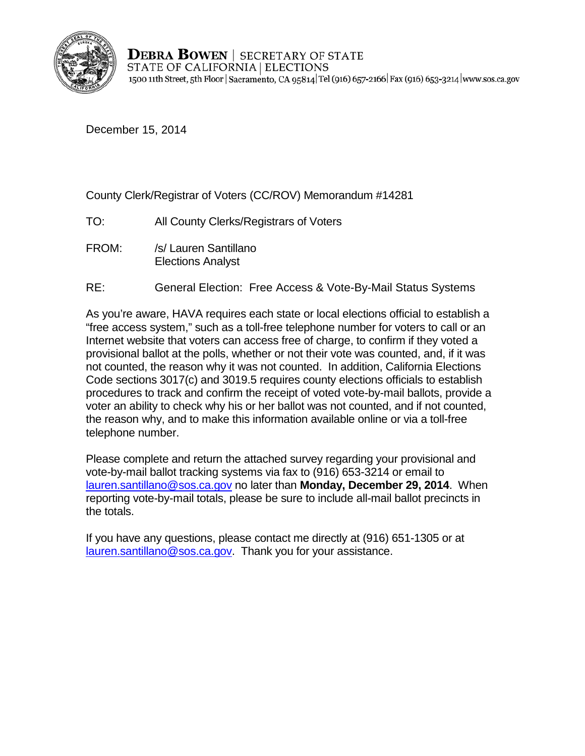**DEBRA BOWEN** | SECRETARY OF STATE
STATE OF CALIFORNIA | ELECTIONS
1500 11th Street, 5th Floor | Sacramento, CA 95814 | Tel (916) 657-2166 | Fax (916) 653-3214 | www.sos.ca.gov

December 15, 2014

County Clerk/Registrar of Voters (CC/ROV) Memorandum #14281

TO: All County Clerks/Registrars of Voters

FROM: /s/ Lauren Santillano
Elections Analyst

RE: General Election: Free Access & Vote-By-Mail Status Systems

As you're aware, HAVA requires each state or local elections official to establish a "free access system," such as a toll-free telephone number for voters to call or an Internet website that voters can access free of charge, to confirm if they voted a provisional ballot at the polls, whether or not their vote was counted, and, if it was not counted, the reason why it was not counted. In addition, California Elections Code sections 3017(c) and 3019.5 requires county elections officials to establish procedures to track and confirm the receipt of voted vote-by-mail ballots, provide a voter an ability to check why his or her ballot was not counted, and if not counted, the reason why, and to make this information available online or via a toll-free telephone number.

Please complete and return the attached survey regarding your provisional and vote-by-mail ballot tracking systems via fax to (916) 653-3214 or email to lauren.santillano@sos.ca.gov no later than **Monday, December 29, 2014**. When reporting vote-by-mail totals, please be sure to include all-mail ballot precincts in the totals.

If you have any questions, please contact me directly at (916) 651-1305 or at lauren.santillano@sos.ca.gov. Thank you for your assistance.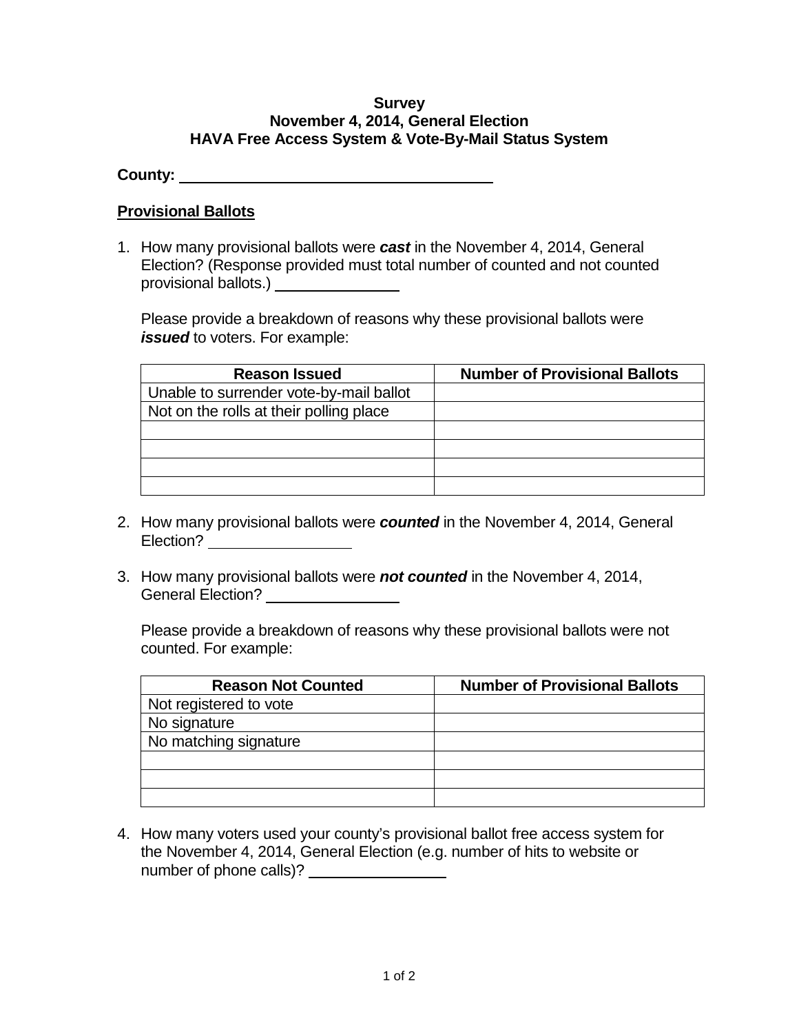**Survey**
**November 4, 2014, General Election**
**HAVA Free Access System & Vote-By-Mail Status System**

**County:** ___________________________________

**Provisional Ballots**

1. How many provisional ballots were ***cast*** in the November 4, 2014, General Election? (Response provided must total number of counted and not counted provisional ballots.) _______________

   Please provide a breakdown of reasons why these provisional ballots were ***issued*** to voters. For example:

| Reason Issued | Number of Provisional Ballots |
|---|---|
| Unable to surrender vote-by-mail ballot | |
| Not on the rolls at their polling place | |
| | |
| | |
| | |
| | |

2. How many provisional ballots were ***counted*** in the November 4, 2014, General Election? _______________

3. How many provisional ballots were ***not counted*** in the November 4, 2014, General Election? _______________

   Please provide a breakdown of reasons why these provisional ballots were not counted. For example:

| Reason Not Counted | Number of Provisional Ballots |
|---|---|
| Not registered to vote | |
| No signature | |
| No matching signature | |
| | |
| | |
| | |

4. How many voters used your county's provisional ballot free access system for the November 4, 2014, General Election (e.g. number of hits to website or number of phone calls)? _______________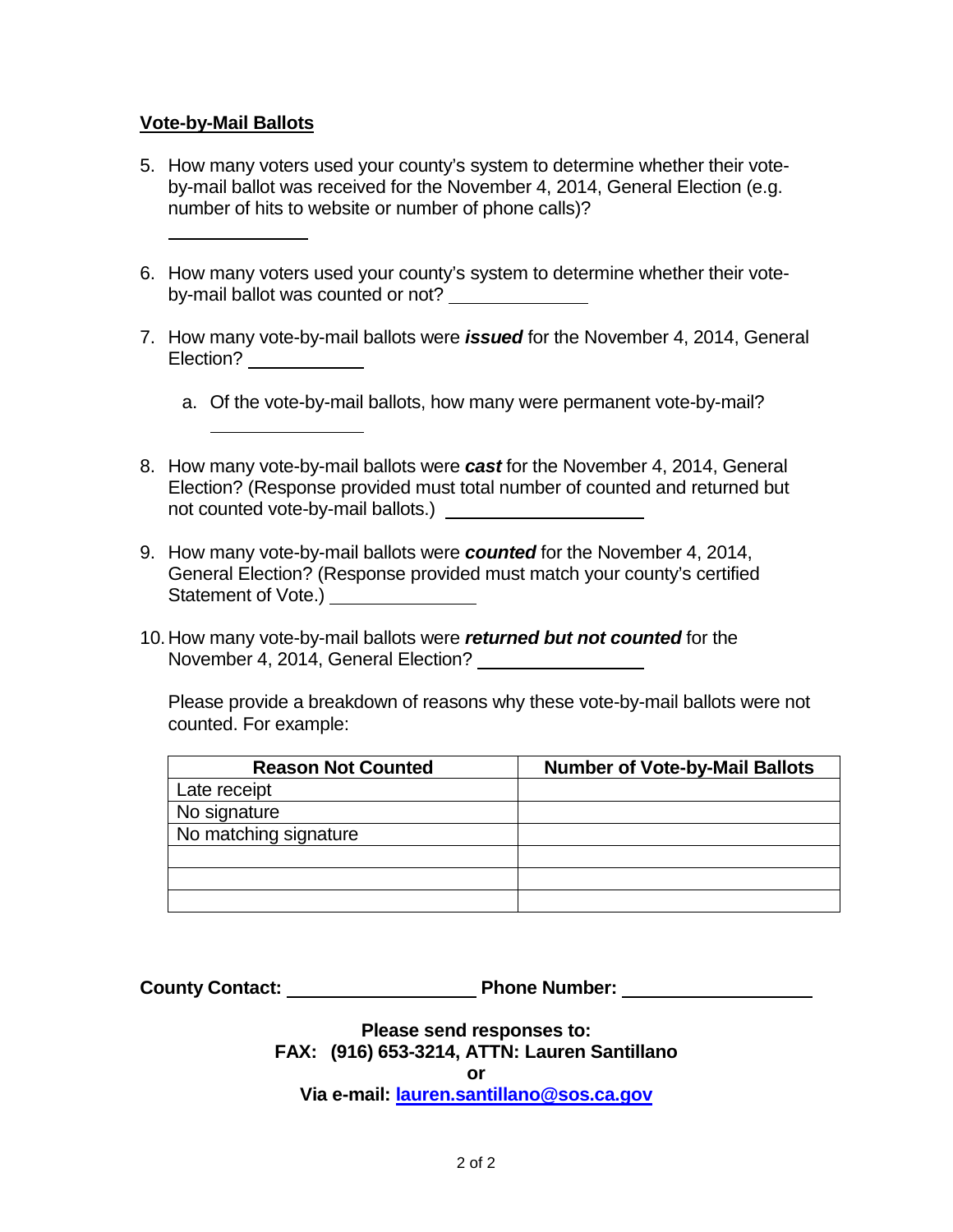**Vote-by-Mail Ballots**

5. How many voters used your county's system to determine whether their vote-by-mail ballot was received for the November 4, 2014, General Election (e.g. number of hits to website or number of phone calls)?

   \_\_\_\_\_\_\_\_\_\_\_\_\_\_\_

6. How many voters used your county's system to determine whether their vote-by-mail ballot was counted or not? \_\_\_\_\_\_\_\_\_\_\_\_\_\_\_

7. How many vote-by-mail ballots were ***issued*** for the November 4, 2014, General Election? \_\_\_\_\_\_\_\_\_\_\_\_

   a. Of the vote-by-mail ballots, how many were permanent vote-by-mail?

      \_\_\_\_\_\_\_\_\_\_\_\_\_\_\_

8. How many vote-by-mail ballots were ***cast*** for the November 4, 2014, General Election? (Response provided must total number of counted and returned but not counted vote-by-mail ballots.) \_\_\_\_\_\_\_\_\_\_\_\_\_\_\_\_\_\_\_\_

9. How many vote-by-mail ballots were ***counted*** for the November 4, 2014, General Election? (Response provided must match your county's certified Statement of Vote.) \_\_\_\_\_\_\_\_\_\_\_\_\_\_\_

10. How many vote-by-mail ballots were ***returned but not counted*** for the November 4, 2014, General Election? \_\_\_\_\_\_\_\_\_\_\_\_\_\_\_\_\_

    Please provide a breakdown of reasons why these vote-by-mail ballots were not counted. For example:

| Reason Not Counted | Number of Vote-by-Mail Ballots |
|---|---|
| Late receipt | |
| No signature | |
| No matching signature | |
| | |
| | |
| | |

**County Contact:** \_\_\_\_\_\_\_\_\_\_\_\_\_\_\_\_\_\_\_\_ **Phone Number:** \_\_\_\_\_\_\_\_\_\_\_\_\_\_\_\_\_\_\_\_

**Please send responses to:**
**FAX: (916) 653-3214, ATTN: Lauren Santillano**
**or**
**Via e-mail: lauren.santillano@sos.ca.gov**